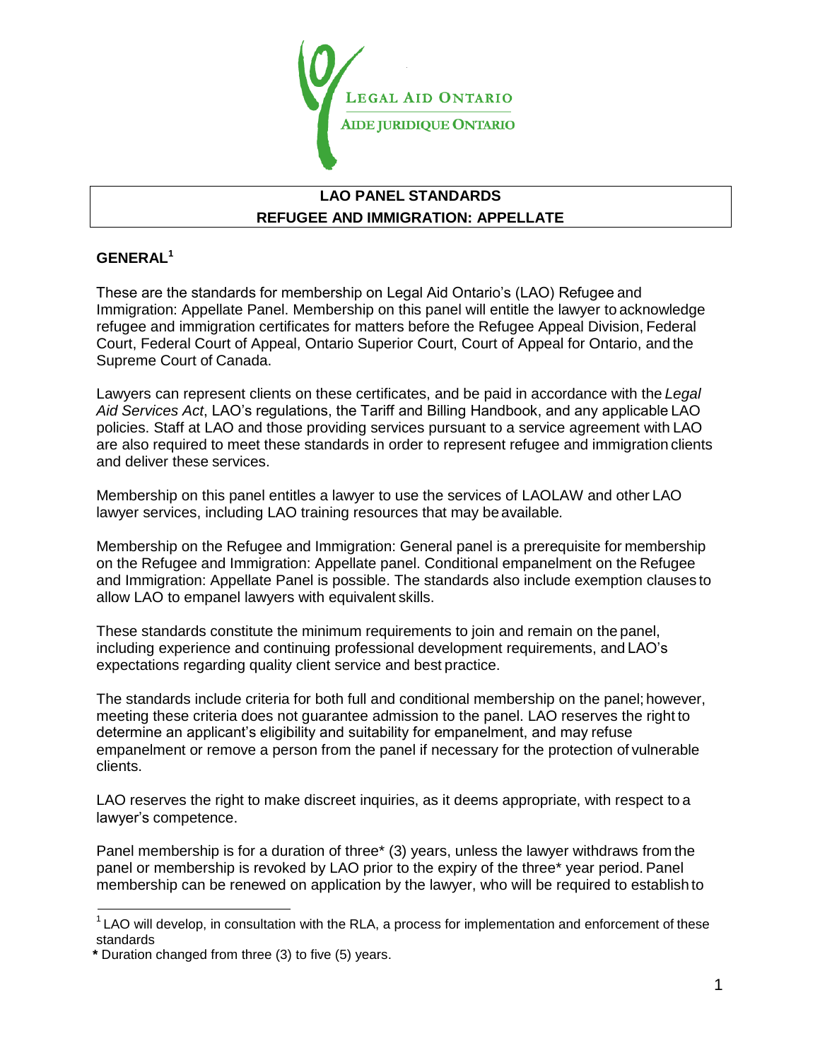LEGAL AID ONTARIO
AIDE JURIDIQUE ONTARIO

# LAO PANEL STANDARDS
# REFUGEE AND IMMIGRATION: APPELLATE

## GENERAL[1]

These are the standards for membership on Legal Aid Ontario's (LAO) Refugee and Immigration: Appellate Panel. Membership on this panel will entitle the lawyer to acknowledge refugee and immigration certificates for matters before the Refugee Appeal Division, Federal Court, Federal Court of Appeal, Ontario Superior Court, Court of Appeal for Ontario, and the Supreme Court of Canada.

Lawyers can represent clients on these certificates, and be paid in accordance with the *Legal Aid Services Act*, LAO's regulations, the Tariff and Billing Handbook, and any applicable LAO policies. Staff at LAO and those providing services pursuant to a service agreement with LAO are also required to meet these standards in order to represent refugee and immigration clients and deliver these services.

Membership on this panel entitles a lawyer to use the services of LAOLAW and other LAO lawyer services, including LAO training resources that may be available.

Membership on the Refugee and Immigration: General panel is a prerequisite for membership on the Refugee and Immigration: Appellate panel. Conditional empanelment on the Refugee and Immigration: Appellate Panel is possible. The standards also include exemption clauses to allow LAO to empanel lawyers with equivalent skills.

These standards constitute the minimum requirements to join and remain on the panel, including experience and continuing professional development requirements, and LAO's expectations regarding quality client service and best practice.

The standards include criteria for both full and conditional membership on the panel; however, meeting these criteria does not guarantee admission to the panel. LAO reserves the right to determine an applicant's eligibility and suitability for empanelment, and may refuse empanelment or remove a person from the panel if necessary for the protection of vulnerable clients.

LAO reserves the right to make discreet inquiries, as it deems appropriate, with respect to a lawyer's competence.

Panel membership is for a duration of three* (3) years, unless the lawyer withdraws from the panel or membership is revoked by LAO prior to the expiry of the three* year period. Panel membership can be renewed on application by the lawyer, who will be required to establish to

---

[1] LAO will develop, in consultation with the RLA, a process for implementation and enforcement of these standards

\* Duration changed from three (3) to five (5) years.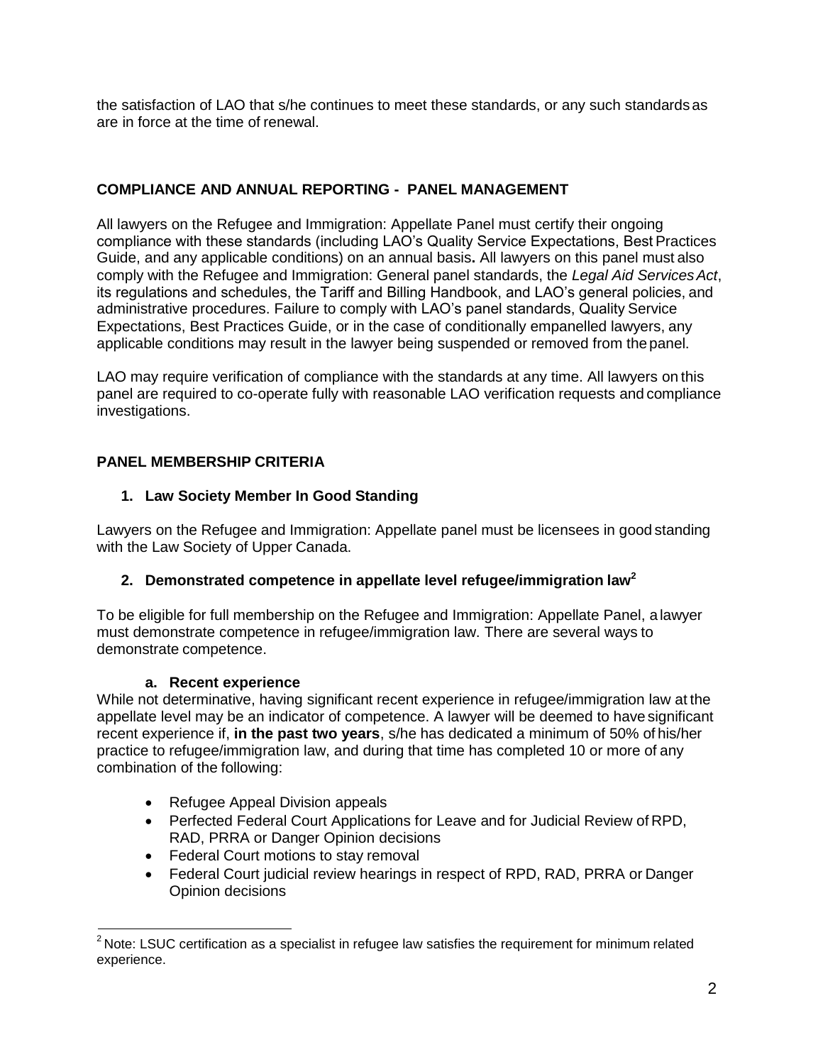the satisfaction of LAO that s/he continues to meet these standards, or any such standards as are in force at the time of renewal.

## COMPLIANCE AND ANNUAL REPORTING - PANEL MANAGEMENT

All lawyers on the Refugee and Immigration: Appellate Panel must certify their ongoing compliance with these standards (including LAO's Quality Service Expectations, Best Practices Guide, and any applicable conditions) on an annual basis**.** All lawyers on this panel must also comply with the Refugee and Immigration: General panel standards, the *Legal Aid Services Act*, its regulations and schedules, the Tariff and Billing Handbook, and LAO's general policies, and administrative procedures. Failure to comply with LAO's panel standards, Quality Service Expectations, Best Practices Guide, or in the case of conditionally empanelled lawyers, any applicable conditions may result in the lawyer being suspended or removed from the panel.

LAO may require verification of compliance with the standards at any time. All lawyers on this panel are required to co-operate fully with reasonable LAO verification requests and compliance investigations.

## PANEL MEMBERSHIP CRITERIA

### 1. Law Society Member In Good Standing

Lawyers on the Refugee and Immigration: Appellate panel must be licensees in good standing with the Law Society of Upper Canada.

### 2. Demonstrated competence in appellate level refugee/immigration law[2]

To be eligible for full membership on the Refugee and Immigration: Appellate Panel, a lawyer must demonstrate competence in refugee/immigration law. There are several ways to demonstrate competence.

#### a. Recent experience

While not determinative, having significant recent experience in refugee/immigration law at the appellate level may be an indicator of competence. A lawyer will be deemed to have significant recent experience if, **in the past two years**, s/he has dedicated a minimum of 50% of his/her practice to refugee/immigration law, and during that time has completed 10 or more of any combination of the following:

- Refugee Appeal Division appeals
- Perfected Federal Court Applications for Leave and for Judicial Review of RPD, RAD, PRRA or Danger Opinion decisions
- Federal Court motions to stay removal
- Federal Court judicial review hearings in respect of RPD, RAD, PRRA or Danger Opinion decisions

[2] Note: LSUC certification as a specialist in refugee law satisfies the requirement for minimum related experience.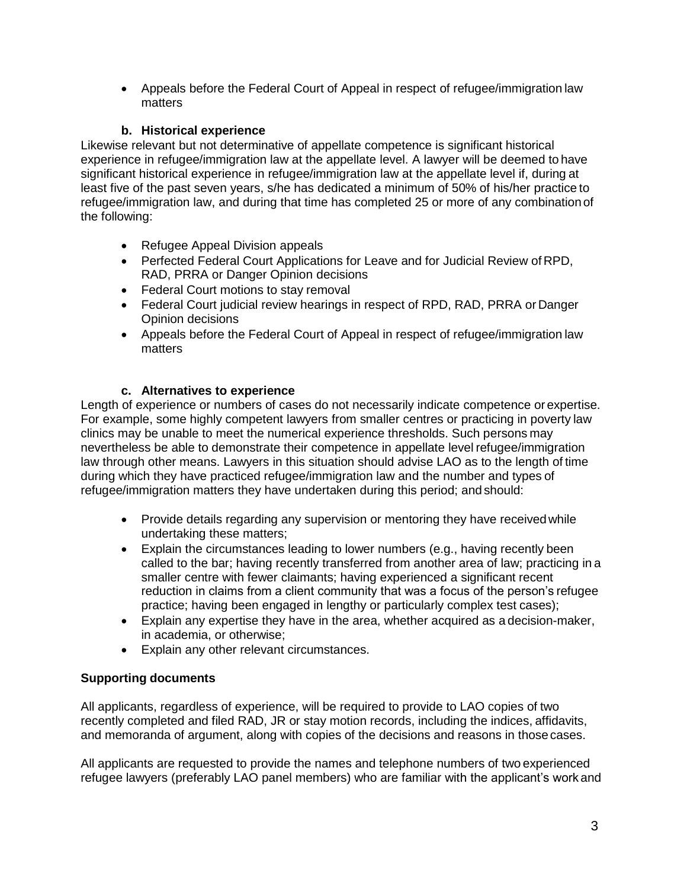- Appeals before the Federal Court of Appeal in respect of refugee/immigration law matters

### b. Historical experience

Likewise relevant but not determinative of appellate competence is significant historical experience in refugee/immigration law at the appellate level. A lawyer will be deemed to have significant historical experience in refugee/immigration law at the appellate level if, during at least five of the past seven years, s/he has dedicated a minimum of 50% of his/her practice to refugee/immigration law, and during that time has completed 25 or more of any combination of the following:

- Refugee Appeal Division appeals
- Perfected Federal Court Applications for Leave and for Judicial Review of RPD, RAD, PRRA or Danger Opinion decisions
- Federal Court motions to stay removal
- Federal Court judicial review hearings in respect of RPD, RAD, PRRA or Danger Opinion decisions
- Appeals before the Federal Court of Appeal in respect of refugee/immigration law matters

### c. Alternatives to experience

Length of experience or numbers of cases do not necessarily indicate competence or expertise. For example, some highly competent lawyers from smaller centres or practicing in poverty law clinics may be unable to meet the numerical experience thresholds. Such persons may nevertheless be able to demonstrate their competence in appellate level refugee/immigration law through other means. Lawyers in this situation should advise LAO as to the length of time during which they have practiced refugee/immigration law and the number and types of refugee/immigration matters they have undertaken during this period; and should:

- Provide details regarding any supervision or mentoring they have received while undertaking these matters;
- Explain the circumstances leading to lower numbers (e.g., having recently been called to the bar; having recently transferred from another area of law; practicing in a smaller centre with fewer claimants; having experienced a significant recent reduction in claims from a client community that was a focus of the person's refugee practice; having been engaged in lengthy or particularly complex test cases);
- Explain any expertise they have in the area, whether acquired as a decision-maker, in academia, or otherwise;
- Explain any other relevant circumstances.

**Supporting documents**

All applicants, regardless of experience, will be required to provide to LAO copies of two recently completed and filed RAD, JR or stay motion records, including the indices, affidavits, and memoranda of argument, along with copies of the decisions and reasons in those cases.

All applicants are requested to provide the names and telephone numbers of two experienced refugee lawyers (preferably LAO panel members) who are familiar with the applicant's work and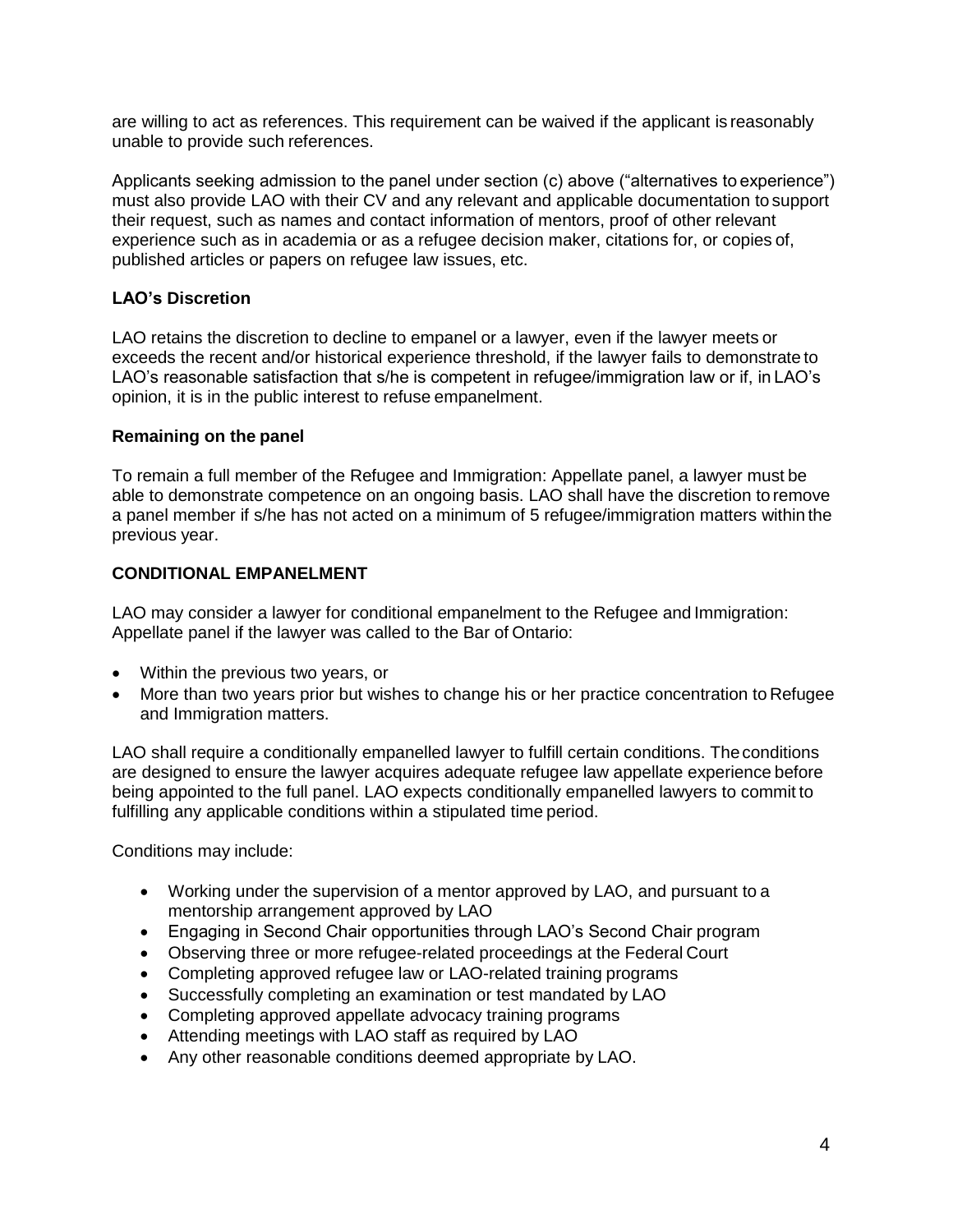are willing to act as references. This requirement can be waived if the applicant is reasonably unable to provide such references.

Applicants seeking admission to the panel under section (c) above ("alternatives to experience") must also provide LAO with their CV and any relevant and applicable documentation to support their request, such as names and contact information of mentors, proof of other relevant experience such as in academia or as a refugee decision maker, citations for, or copies of, published articles or papers on refugee law issues, etc.

### LAO's Discretion

LAO retains the discretion to decline to empanel or a lawyer, even if the lawyer meets or exceeds the recent and/or historical experience threshold, if the lawyer fails to demonstrate to LAO's reasonable satisfaction that s/he is competent in refugee/immigration law or if, in LAO's opinion, it is in the public interest to refuse empanelment.

### Remaining on the panel

To remain a full member of the Refugee and Immigration: Appellate panel, a lawyer must be able to demonstrate competence on an ongoing basis. LAO shall have the discretion to remove a panel member if s/he has not acted on a minimum of 5 refugee/immigration matters within the previous year.

### CONDITIONAL EMPANELMENT

LAO may consider a lawyer for conditional empanelment to the Refugee and Immigration: Appellate panel if the lawyer was called to the Bar of Ontario:

- Within the previous two years, or
- More than two years prior but wishes to change his or her practice concentration to Refugee and Immigration matters.

LAO shall require a conditionally empanelled lawyer to fulfill certain conditions. The conditions are designed to ensure the lawyer acquires adequate refugee law appellate experience before being appointed to the full panel. LAO expects conditionally empanelled lawyers to commit to fulfilling any applicable conditions within a stipulated time period.

Conditions may include:

- Working under the supervision of a mentor approved by LAO, and pursuant to a mentorship arrangement approved by LAO
- Engaging in Second Chair opportunities through LAO's Second Chair program
- Observing three or more refugee-related proceedings at the Federal Court
- Completing approved refugee law or LAO-related training programs
- Successfully completing an examination or test mandated by LAO
- Completing approved appellate advocacy training programs
- Attending meetings with LAO staff as required by LAO
- Any other reasonable conditions deemed appropriate by LAO.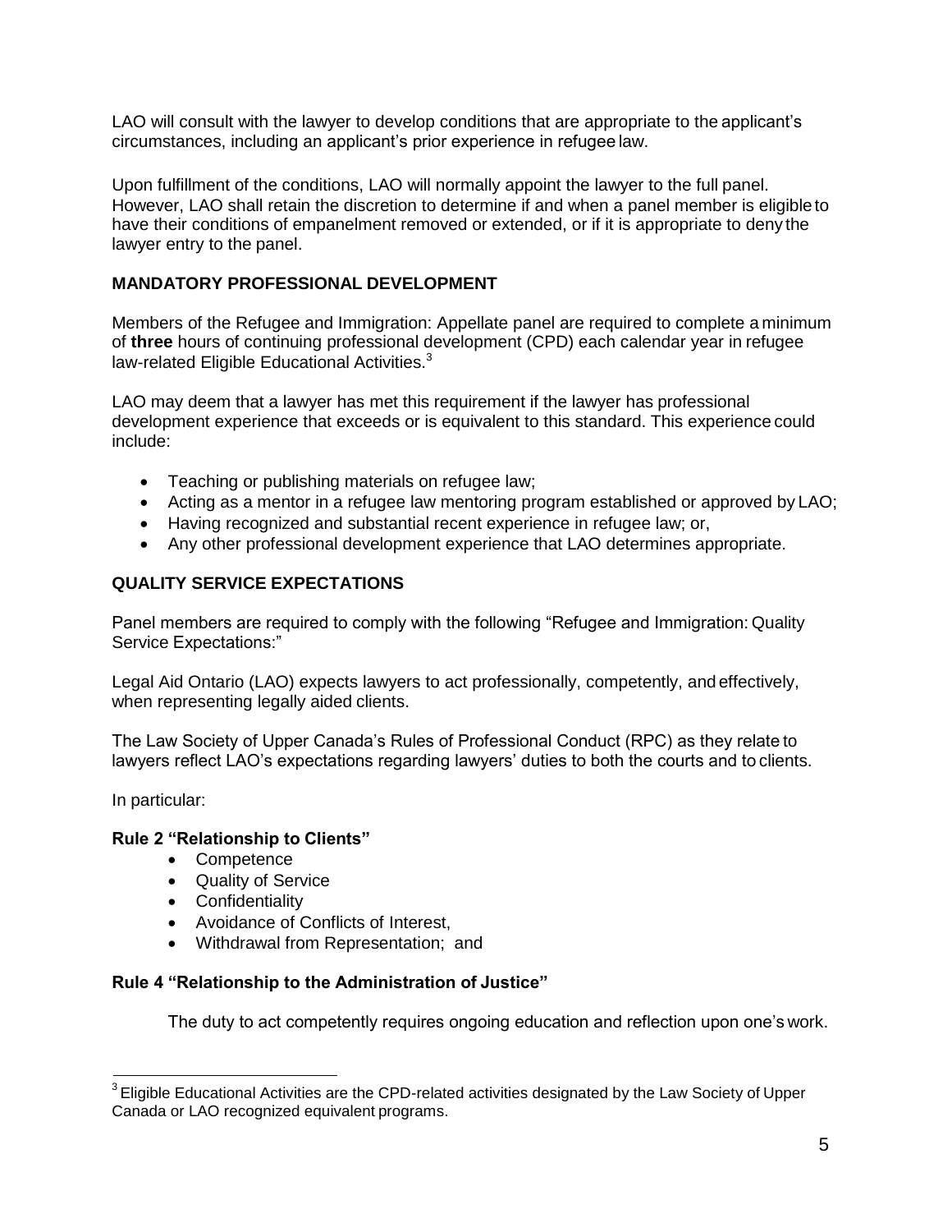LAO will consult with the lawyer to develop conditions that are appropriate to the applicant's circumstances, including an applicant's prior experience in refugee law.

Upon fulfillment of the conditions, LAO will normally appoint the lawyer to the full panel. However, LAO shall retain the discretion to determine if and when a panel member is eligible to have their conditions of empanelment removed or extended, or if it is appropriate to deny the lawyer entry to the panel.

## MANDATORY PROFESSIONAL DEVELOPMENT

Members of the Refugee and Immigration: Appellate panel are required to complete a minimum of **three** hours of continuing professional development (CPD) each calendar year in refugee law-related Eligible Educational Activities.[3]

LAO may deem that a lawyer has met this requirement if the lawyer has professional development experience that exceeds or is equivalent to this standard. This experience could include:

- Teaching or publishing materials on refugee law;
- Acting as a mentor in a refugee law mentoring program established or approved by LAO;
- Having recognized and substantial recent experience in refugee law; or,
- Any other professional development experience that LAO determines appropriate.

## QUALITY SERVICE EXPECTATIONS

Panel members are required to comply with the following "Refugee and Immigration: Quality Service Expectations:"

Legal Aid Ontario (LAO) expects lawyers to act professionally, competently, and effectively, when representing legally aided clients.

The Law Society of Upper Canada's Rules of Professional Conduct (RPC) as they relate to lawyers reflect LAO's expectations regarding lawyers' duties to both the courts and to clients.

In particular:

### Rule 2 "Relationship to Clients"

- Competence
- Quality of Service
- Confidentiality
- Avoidance of Conflicts of Interest,
- Withdrawal from Representation; and

### Rule 4 "Relationship to the Administration of Justice"

The duty to act competently requires ongoing education and reflection upon one's work.

---

[3] Eligible Educational Activities are the CPD-related activities designated by the Law Society of Upper Canada or LAO recognized equivalent programs.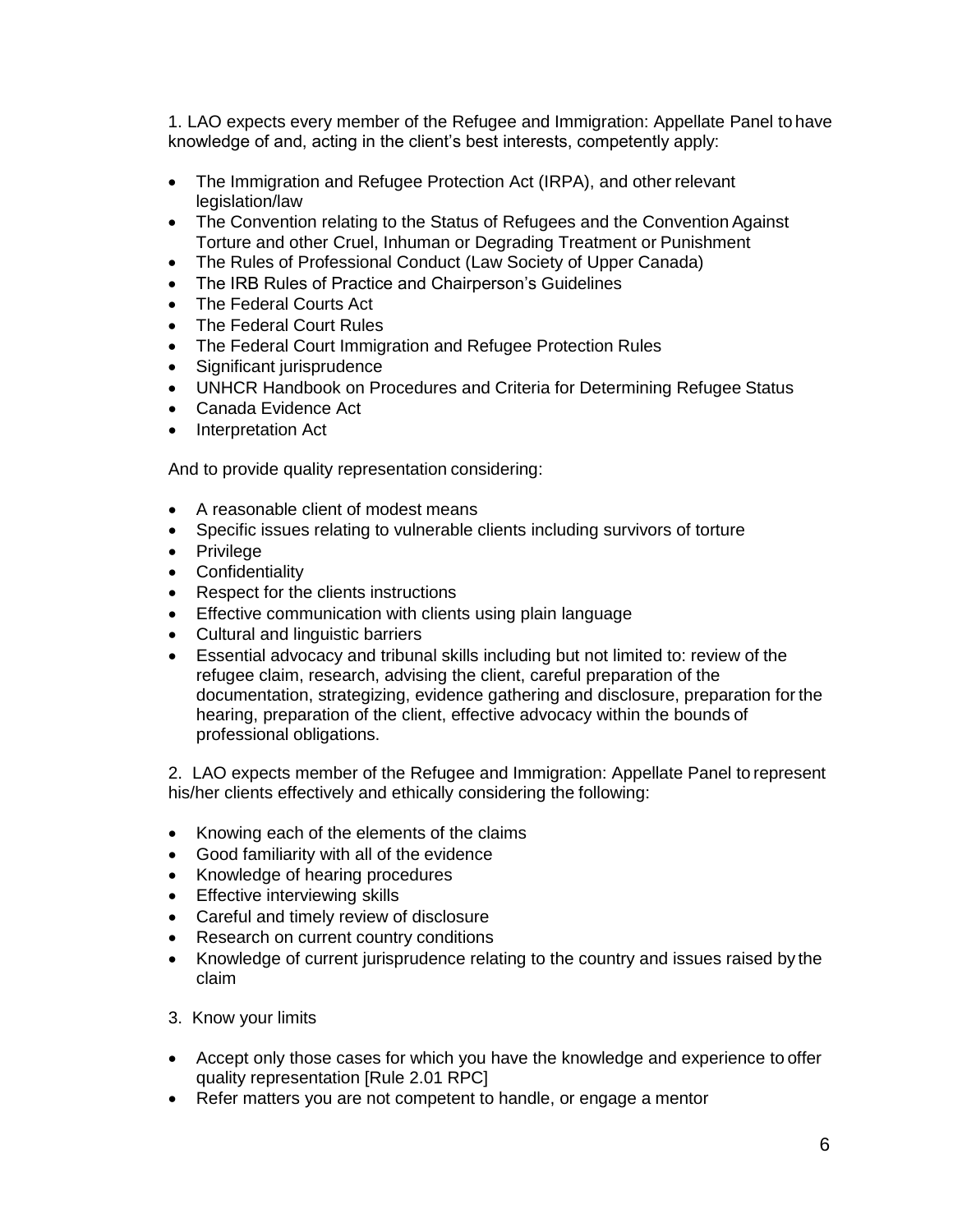1. LAO expects every member of the Refugee and Immigration: Appellate Panel to have knowledge of and, acting in the client's best interests, competently apply:

- The Immigration and Refugee Protection Act (IRPA), and other relevant legislation/law
- The Convention relating to the Status of Refugees and the Convention Against Torture and other Cruel, Inhuman or Degrading Treatment or Punishment
- The Rules of Professional Conduct (Law Society of Upper Canada)
- The IRB Rules of Practice and Chairperson's Guidelines
- The Federal Courts Act
- The Federal Court Rules
- The Federal Court Immigration and Refugee Protection Rules
- Significant jurisprudence
- UNHCR Handbook on Procedures and Criteria for Determining Refugee Status
- Canada Evidence Act
- Interpretation Act

And to provide quality representation considering:

- A reasonable client of modest means
- Specific issues relating to vulnerable clients including survivors of torture
- Privilege
- Confidentiality
- Respect for the clients instructions
- Effective communication with clients using plain language
- Cultural and linguistic barriers
- Essential advocacy and tribunal skills including but not limited to: review of the refugee claim, research, advising the client, careful preparation of the documentation, strategizing, evidence gathering and disclosure, preparation for the hearing, preparation of the client, effective advocacy within the bounds of professional obligations.

2. LAO expects member of the Refugee and Immigration: Appellate Panel to represent his/her clients effectively and ethically considering the following:

- Knowing each of the elements of the claims
- Good familiarity with all of the evidence
- Knowledge of hearing procedures
- Effective interviewing skills
- Careful and timely review of disclosure
- Research on current country conditions
- Knowledge of current jurisprudence relating to the country and issues raised by the claim

3. Know your limits

- Accept only those cases for which you have the knowledge and experience to offer quality representation [Rule 2.01 RPC]
- Refer matters you are not competent to handle, or engage a mentor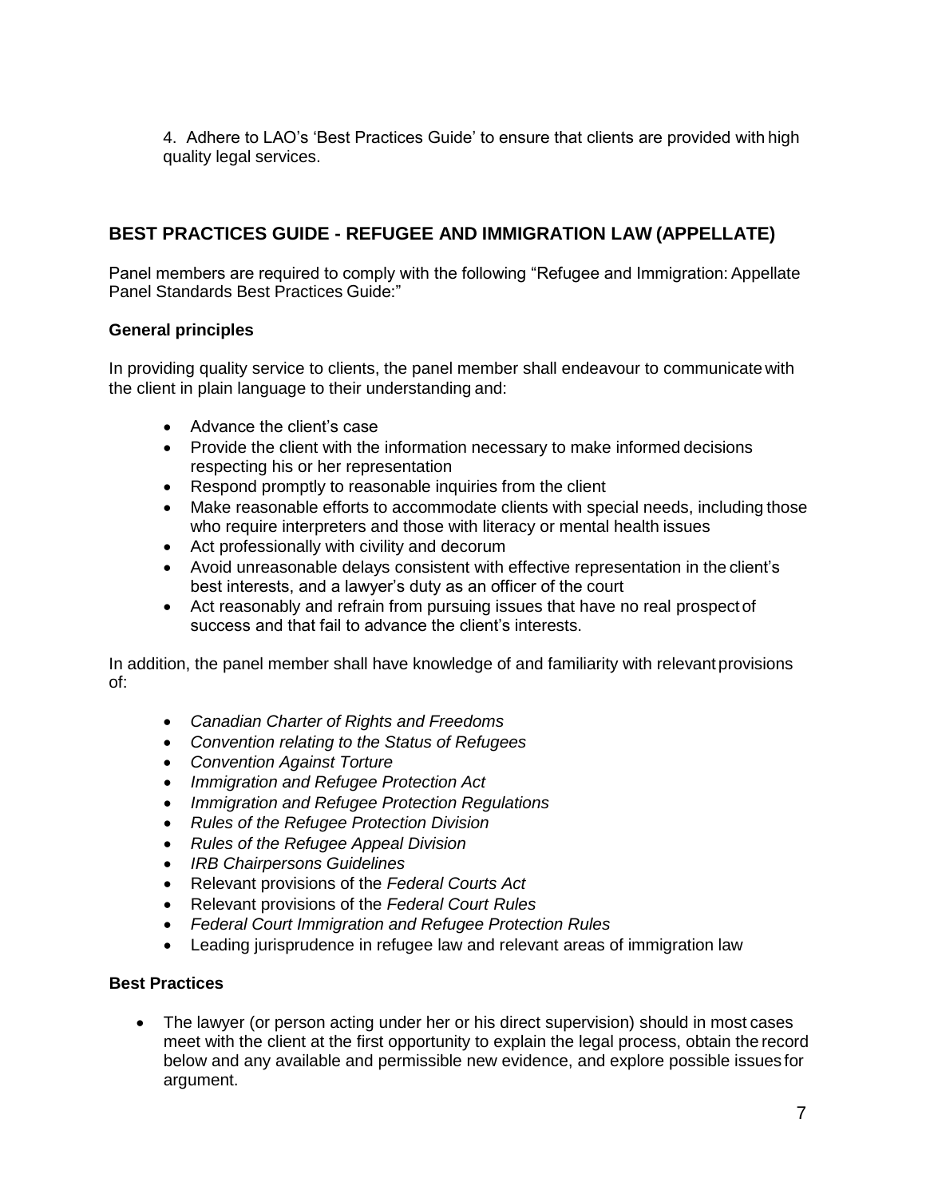4. Adhere to LAO's 'Best Practices Guide' to ensure that clients are provided with high quality legal services.

## BEST PRACTICES GUIDE - REFUGEE AND IMMIGRATION LAW (APPELLATE)

Panel members are required to comply with the following "Refugee and Immigration: Appellate Panel Standards Best Practices Guide:"

### General principles

In providing quality service to clients, the panel member shall endeavour to communicate with the client in plain language to their understanding and:

- Advance the client's case
- Provide the client with the information necessary to make informed decisions respecting his or her representation
- Respond promptly to reasonable inquiries from the client
- Make reasonable efforts to accommodate clients with special needs, including those who require interpreters and those with literacy or mental health issues
- Act professionally with civility and decorum
- Avoid unreasonable delays consistent with effective representation in the client's best interests, and a lawyer's duty as an officer of the court
- Act reasonably and refrain from pursuing issues that have no real prospect of success and that fail to advance the client's interests.

In addition, the panel member shall have knowledge of and familiarity with relevant provisions of:

- *Canadian Charter of Rights and Freedoms*
- *Convention relating to the Status of Refugees*
- *Convention Against Torture*
- *Immigration and Refugee Protection Act*
- *Immigration and Refugee Protection Regulations*
- *Rules of the Refugee Protection Division*
- *Rules of the Refugee Appeal Division*
- *IRB Chairpersons Guidelines*
- Relevant provisions of the *Federal Courts Act*
- Relevant provisions of the *Federal Court Rules*
- *Federal Court Immigration and Refugee Protection Rules*
- Leading jurisprudence in refugee law and relevant areas of immigration law

### Best Practices

- The lawyer (or person acting under her or his direct supervision) should in most cases meet with the client at the first opportunity to explain the legal process, obtain the record below and any available and permissible new evidence, and explore possible issues for argument.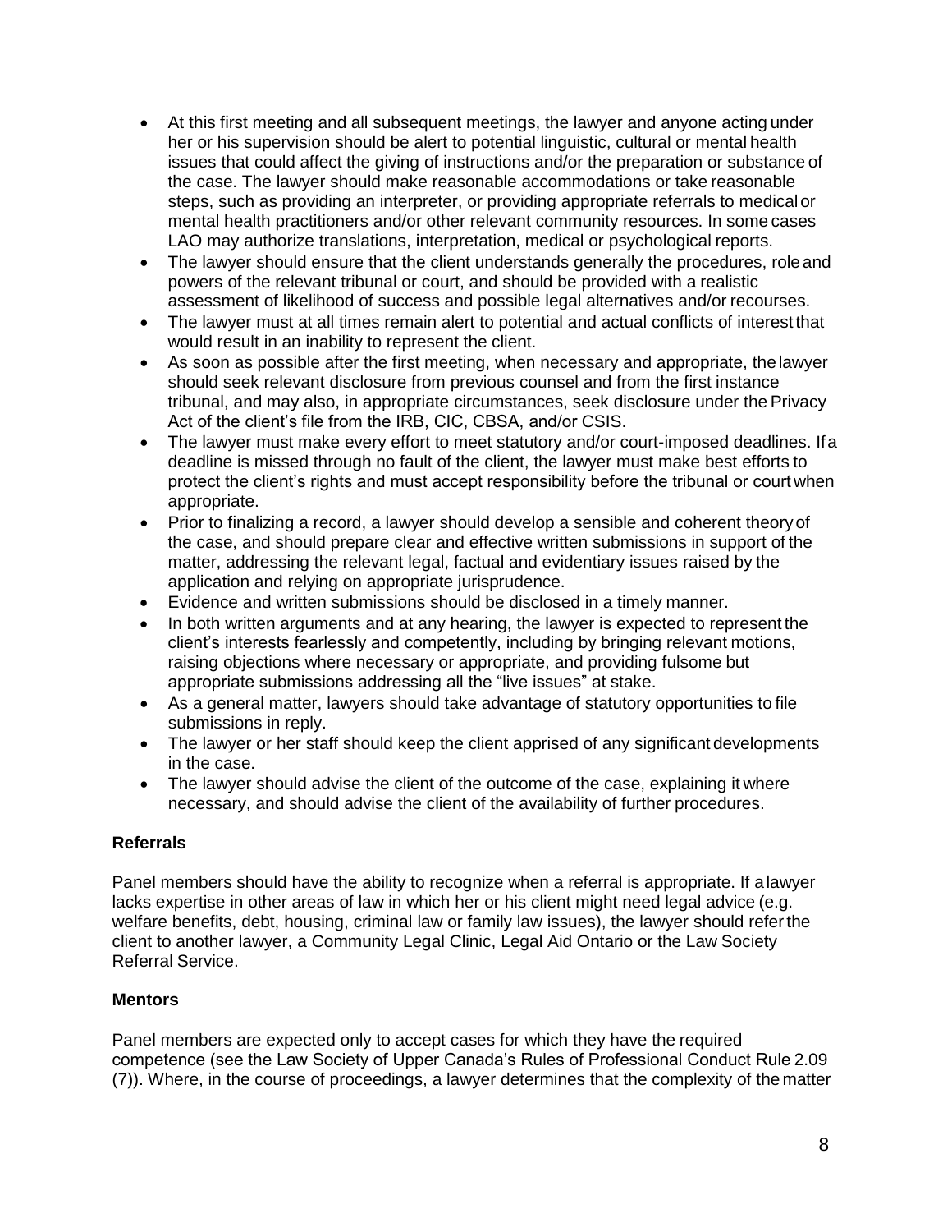- At this first meeting and all subsequent meetings, the lawyer and anyone acting under her or his supervision should be alert to potential linguistic, cultural or mental health issues that could affect the giving of instructions and/or the preparation or substance of the case. The lawyer should make reasonable accommodations or take reasonable steps, such as providing an interpreter, or providing appropriate referrals to medical or mental health practitioners and/or other relevant community resources. In some cases LAO may authorize translations, interpretation, medical or psychological reports.
- The lawyer should ensure that the client understands generally the procedures, role and powers of the relevant tribunal or court, and should be provided with a realistic assessment of likelihood of success and possible legal alternatives and/or recourses.
- The lawyer must at all times remain alert to potential and actual conflicts of interest that would result in an inability to represent the client.
- As soon as possible after the first meeting, when necessary and appropriate, the lawyer should seek relevant disclosure from previous counsel and from the first instance tribunal, and may also, in appropriate circumstances, seek disclosure under the Privacy Act of the client's file from the IRB, CIC, CBSA, and/or CSIS.
- The lawyer must make every effort to meet statutory and/or court-imposed deadlines. If a deadline is missed through no fault of the client, the lawyer must make best efforts to protect the client's rights and must accept responsibility before the tribunal or court when appropriate.
- Prior to finalizing a record, a lawyer should develop a sensible and coherent theory of the case, and should prepare clear and effective written submissions in support of the matter, addressing the relevant legal, factual and evidentiary issues raised by the application and relying on appropriate jurisprudence.
- Evidence and written submissions should be disclosed in a timely manner.
- In both written arguments and at any hearing, the lawyer is expected to represent the client's interests fearlessly and competently, including by bringing relevant motions, raising objections where necessary or appropriate, and providing fulsome but appropriate submissions addressing all the "live issues" at stake.
- As a general matter, lawyers should take advantage of statutory opportunities to file submissions in reply.
- The lawyer or her staff should keep the client apprised of any significant developments in the case.
- The lawyer should advise the client of the outcome of the case, explaining it where necessary, and should advise the client of the availability of further procedures.

**Referrals**

Panel members should have the ability to recognize when a referral is appropriate. If a lawyer lacks expertise in other areas of law in which her or his client might need legal advice (e.g. welfare benefits, debt, housing, criminal law or family law issues), the lawyer should refer the client to another lawyer, a Community Legal Clinic, Legal Aid Ontario or the Law Society Referral Service.

**Mentors**

Panel members are expected only to accept cases for which they have the required competence (see the Law Society of Upper Canada's Rules of Professional Conduct Rule 2.09 (7)). Where, in the course of proceedings, a lawyer determines that the complexity of the matter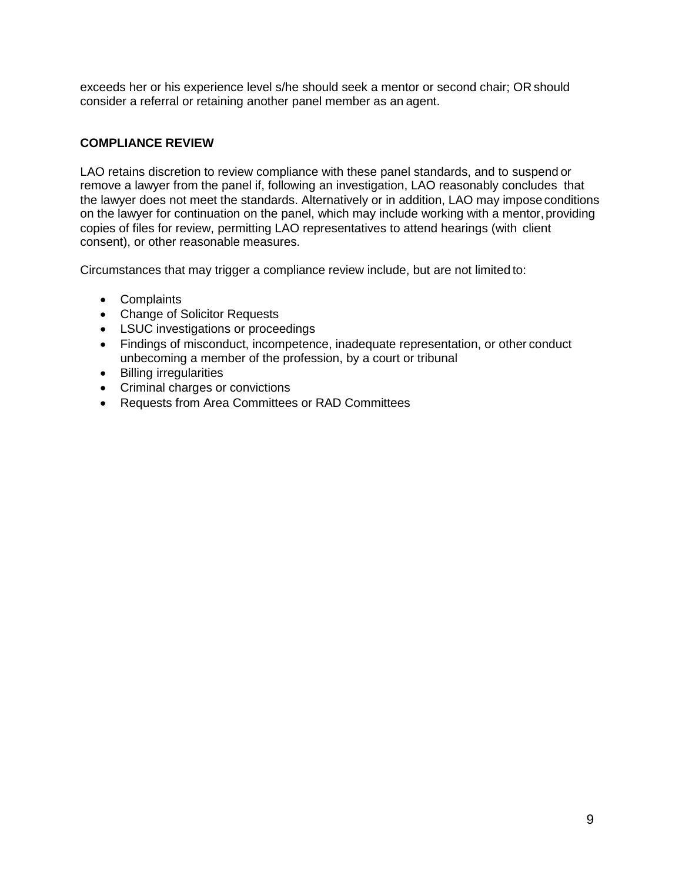exceeds her or his experience level s/he should seek a mentor or second chair; OR should consider a referral or retaining another panel member as an agent.

## COMPLIANCE REVIEW

LAO retains discretion to review compliance with these panel standards, and to suspend or remove a lawyer from the panel if, following an investigation, LAO reasonably concludes that the lawyer does not meet the standards. Alternatively or in addition, LAO may impose conditions on the lawyer for continuation on the panel, which may include working with a mentor, providing copies of files for review, permitting LAO representatives to attend hearings (with client consent), or other reasonable measures.

Circumstances that may trigger a compliance review include, but are not limited to:

- Complaints
- Change of Solicitor Requests
- LSUC investigations or proceedings
- Findings of misconduct, incompetence, inadequate representation, or other conduct unbecoming a member of the profession, by a court or tribunal
- Billing irregularities
- Criminal charges or convictions
- Requests from Area Committees or RAD Committees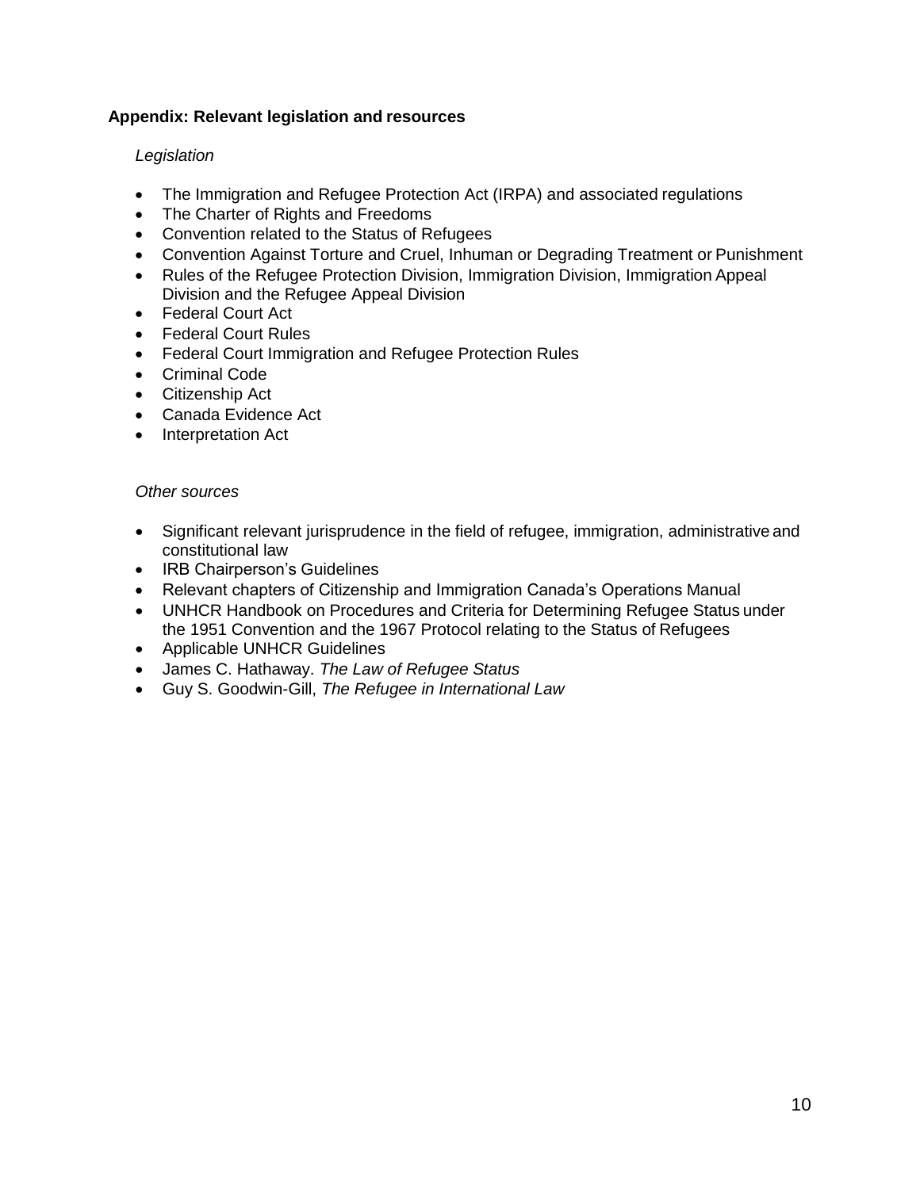**Appendix: Relevant legislation and resources**

*Legislation*

- The Immigration and Refugee Protection Act (IRPA) and associated regulations
- The Charter of Rights and Freedoms
- Convention related to the Status of Refugees
- Convention Against Torture and Cruel, Inhuman or Degrading Treatment or Punishment
- Rules of the Refugee Protection Division, Immigration Division, Immigration Appeal Division and the Refugee Appeal Division
- Federal Court Act
- Federal Court Rules
- Federal Court Immigration and Refugee Protection Rules
- Criminal Code
- Citizenship Act
- Canada Evidence Act
- Interpretation Act

*Other sources*

- Significant relevant jurisprudence in the field of refugee, immigration, administrative and constitutional law
- IRB Chairperson's Guidelines
- Relevant chapters of Citizenship and Immigration Canada's Operations Manual
- UNHCR Handbook on Procedures and Criteria for Determining Refugee Status under the 1951 Convention and the 1967 Protocol relating to the Status of Refugees
- Applicable UNHCR Guidelines
- James C. Hathaway. *The Law of Refugee Status*
- Guy S. Goodwin-Gill, *The Refugee in International Law*